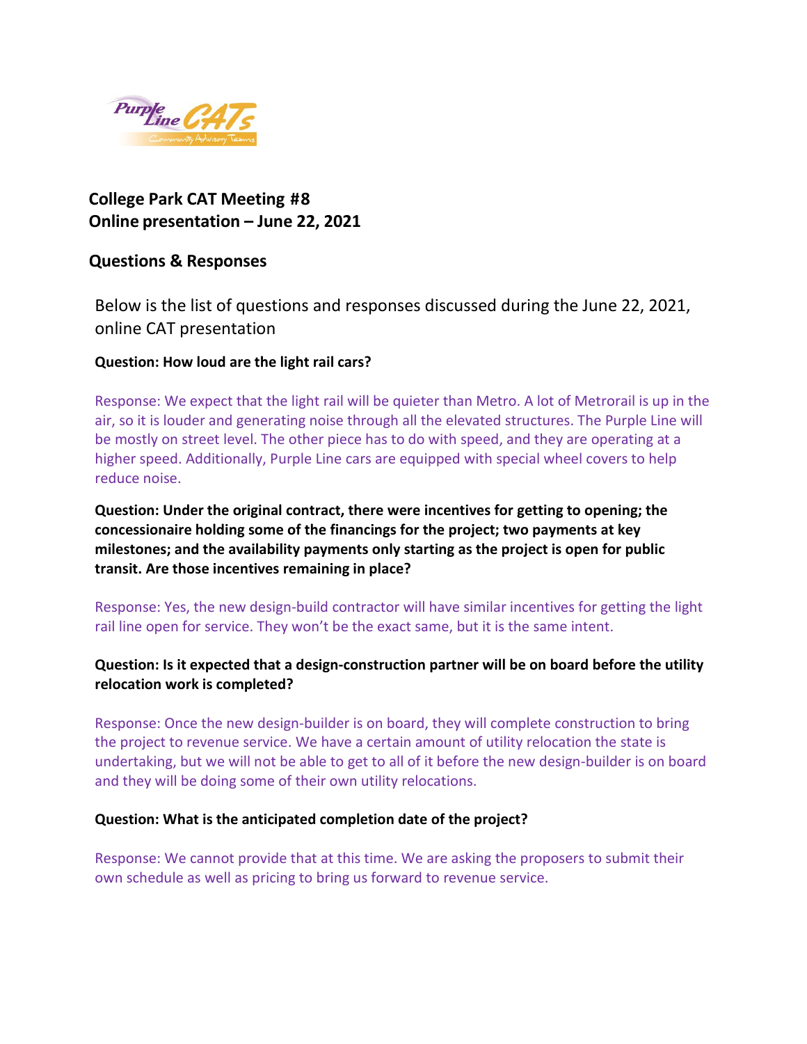# College Park CAT Meeting #8
# Online presentation – June 22, 2021

## Questions & Responses

Below is the list of questions and responses discussed during the June 22, 2021, online CAT presentation

**Question: How loud are the light rail cars?**

Response: We expect that the light rail will be quieter than Metro. A lot of Metrorail is up in the air, so it is louder and generating noise through all the elevated structures. The Purple Line will be mostly on street level. The other piece has to do with speed, and they are operating at a higher speed. Additionally, Purple Line cars are equipped with special wheel covers to help reduce noise.

**Question: Under the original contract, there were incentives for getting to opening; the concessionaire holding some of the financings for the project; two payments at key milestones; and the availability payments only starting as the project is open for public transit. Are those incentives remaining in place?**

Response: Yes, the new design-build contractor will have similar incentives for getting the light rail line open for service. They won't be the exact same, but it is the same intent.

**Question: Is it expected that a design-construction partner will be on board before the utility relocation work is completed?**

Response: Once the new design-builder is on board, they will complete construction to bring the project to revenue service. We have a certain amount of utility relocation the state is undertaking, but we will not be able to get to all of it before the new design-builder is on board and they will be doing some of their own utility relocations.

**Question: What is the anticipated completion date of the project?**

Response: We cannot provide that at this time. We are asking the proposers to submit their own schedule as well as pricing to bring us forward to revenue service.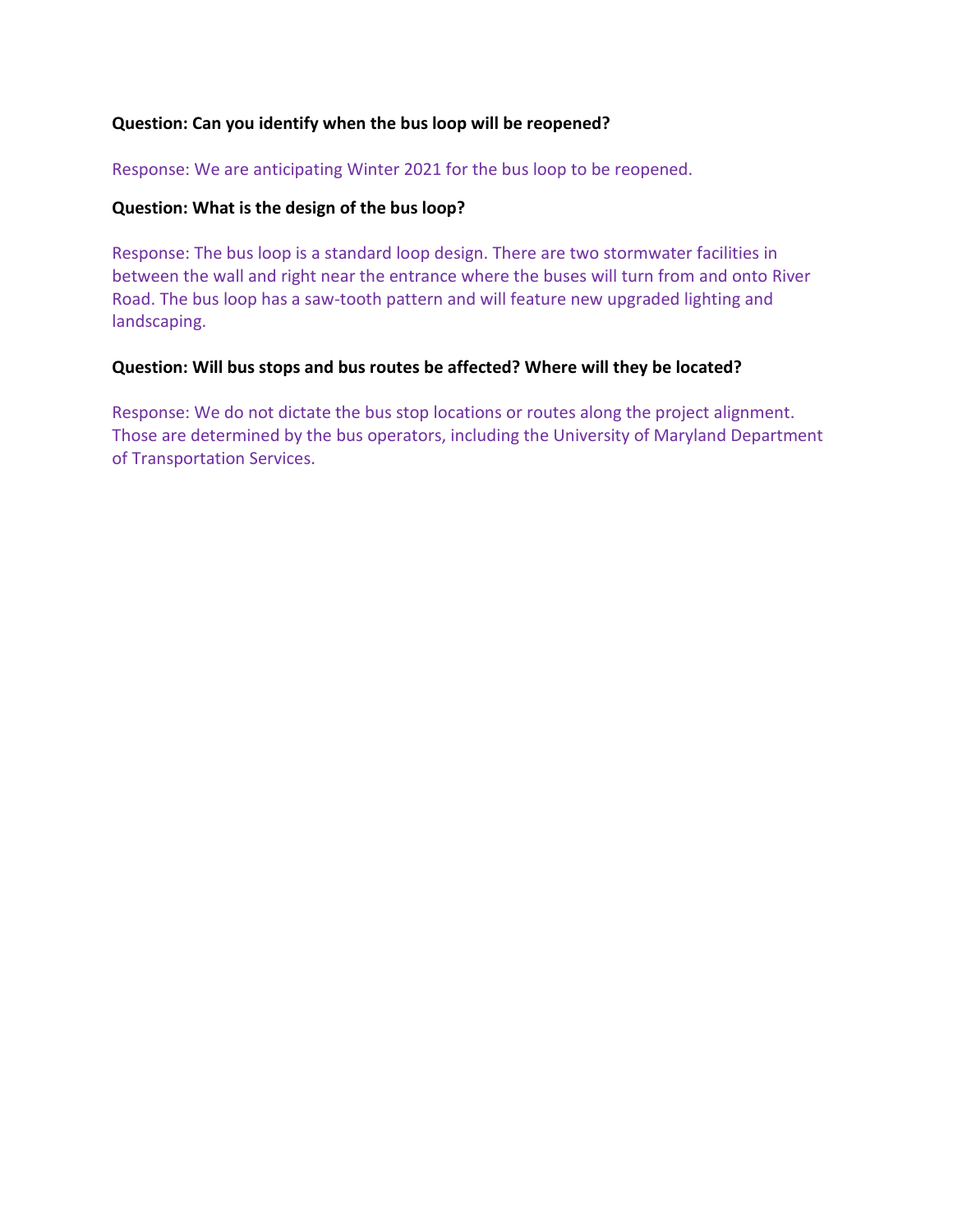**Question: Can you identify when the bus loop will be reopened?**

Response: We are anticipating Winter 2021 for the bus loop to be reopened.

**Question: What is the design of the bus loop?**

Response: The bus loop is a standard loop design. There are two stormwater facilities in between the wall and right near the entrance where the buses will turn from and onto River Road. The bus loop has a saw-tooth pattern and will feature new upgraded lighting and landscaping.

**Question: Will bus stops and bus routes be affected? Where will they be located?**

Response: We do not dictate the bus stop locations or routes along the project alignment. Those are determined by the bus operators, including the University of Maryland Department of Transportation Services.